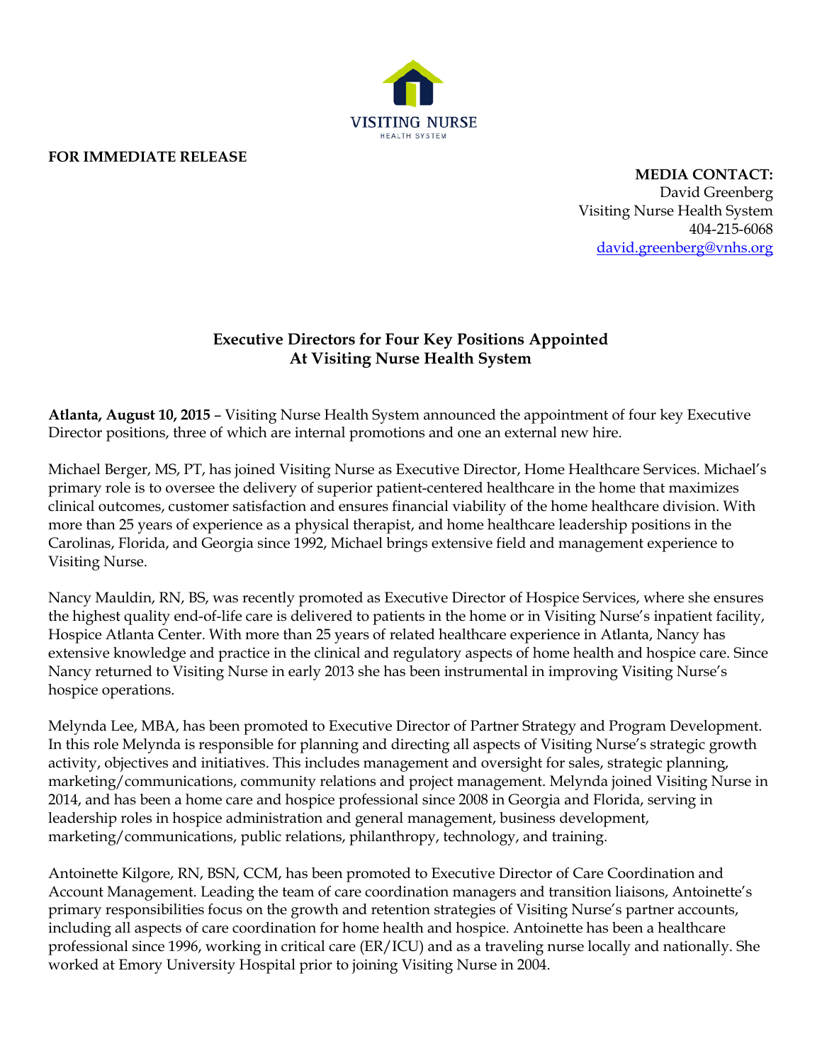VISITING NURSE

HEALTH SYSTEM

**FOR IMMEDIATE RELEASE**

**MEDIA CONTACT:**
David Greenberg
Visiting Nurse Health System
404-215-6068
david.greenberg@vnhs.org

## Executive Directors for Four Key Positions Appointed At Visiting Nurse Health System

**Atlanta, August 10, 2015** – Visiting Nurse Health System announced the appointment of four key Executive Director positions, three of which are internal promotions and one an external new hire.

Michael Berger, MS, PT, has joined Visiting Nurse as Executive Director, Home Healthcare Services. Michael's primary role is to oversee the delivery of superior patient-centered healthcare in the home that maximizes clinical outcomes, customer satisfaction and ensures financial viability of the home healthcare division. With more than 25 years of experience as a physical therapist, and home healthcare leadership positions in the Carolinas, Florida, and Georgia since 1992, Michael brings extensive field and management experience to Visiting Nurse.

Nancy Mauldin, RN, BS, was recently promoted as Executive Director of Hospice Services, where she ensures the highest quality end-of-life care is delivered to patients in the home or in Visiting Nurse's inpatient facility, Hospice Atlanta Center. With more than 25 years of related healthcare experience in Atlanta, Nancy has extensive knowledge and practice in the clinical and regulatory aspects of home health and hospice care. Since Nancy returned to Visiting Nurse in early 2013 she has been instrumental in improving Visiting Nurse's hospice operations.

Melynda Lee, MBA, has been promoted to Executive Director of Partner Strategy and Program Development. In this role Melynda is responsible for planning and directing all aspects of Visiting Nurse's strategic growth activity, objectives and initiatives. This includes management and oversight for sales, strategic planning, marketing/communications, community relations and project management. Melynda joined Visiting Nurse in 2014, and has been a home care and hospice professional since 2008 in Georgia and Florida, serving in leadership roles in hospice administration and general management, business development, marketing/communications, public relations, philanthropy, technology, and training.

Antoinette Kilgore, RN, BSN, CCM, has been promoted to Executive Director of Care Coordination and Account Management. Leading the team of care coordination managers and transition liaisons, Antoinette's primary responsibilities focus on the growth and retention strategies of Visiting Nurse's partner accounts, including all aspects of care coordination for home health and hospice. Antoinette has been a healthcare professional since 1996, working in critical care (ER/ICU) and as a traveling nurse locally and nationally. She worked at Emory University Hospital prior to joining Visiting Nurse in 2004.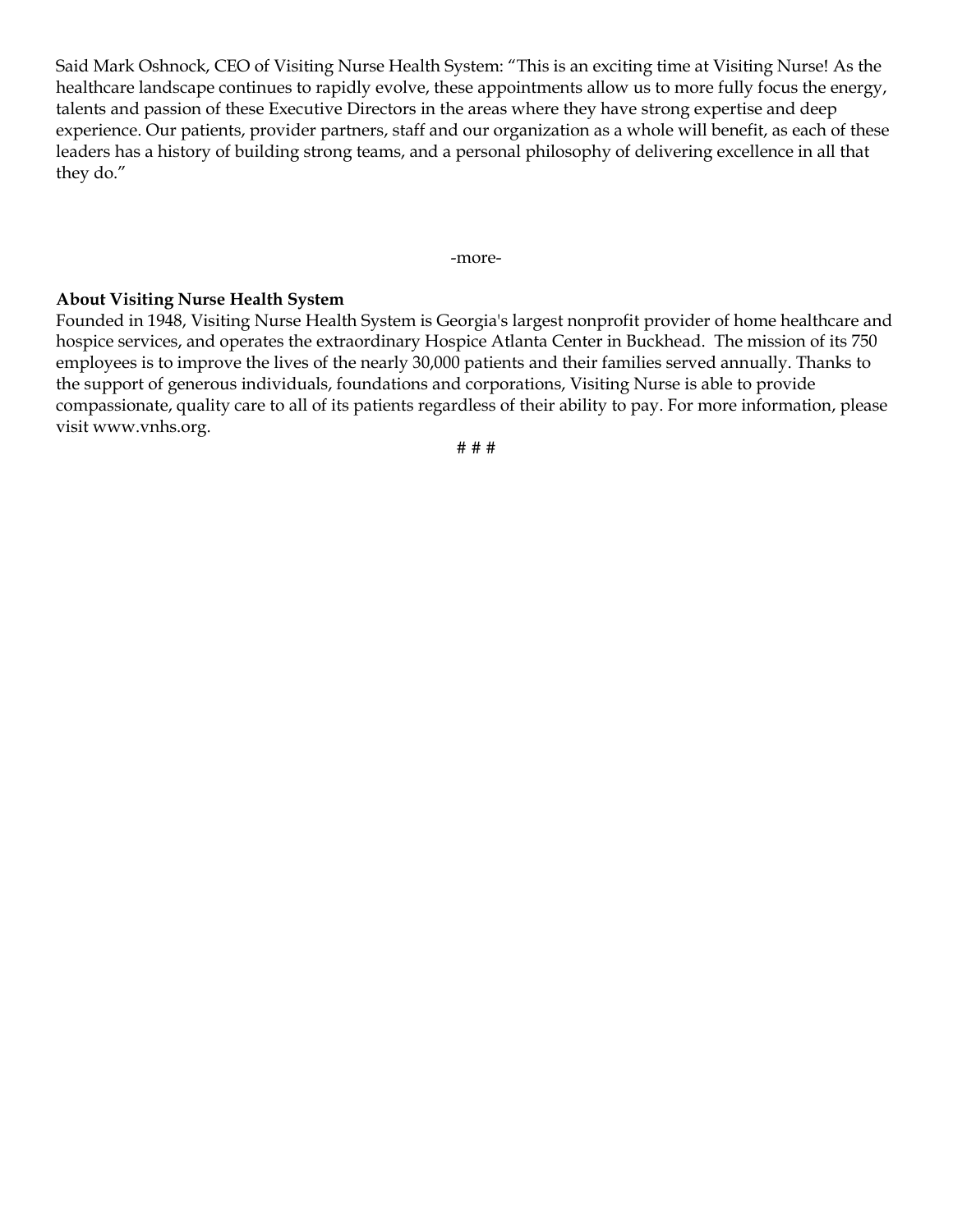Said Mark Oshnock, CEO of Visiting Nurse Health System: "This is an exciting time at Visiting Nurse! As the healthcare landscape continues to rapidly evolve, these appointments allow us to more fully focus the energy, talents and passion of these Executive Directors in the areas where they have strong expertise and deep experience. Our patients, provider partners, staff and our organization as a whole will benefit, as each of these leaders has a history of building strong teams, and a personal philosophy of delivering excellence in all that they do."

-more-

**About Visiting Nurse Health System**

Founded in 1948, Visiting Nurse Health System is Georgia's largest nonprofit provider of home healthcare and hospice services, and operates the extraordinary Hospice Atlanta Center in Buckhead. The mission of its 750 employees is to improve the lives of the nearly 30,000 patients and their families served annually. Thanks to the support of generous individuals, foundations and corporations, Visiting Nurse is able to provide compassionate, quality care to all of its patients regardless of their ability to pay. For more information, please visit www.vnhs.org.

# # #